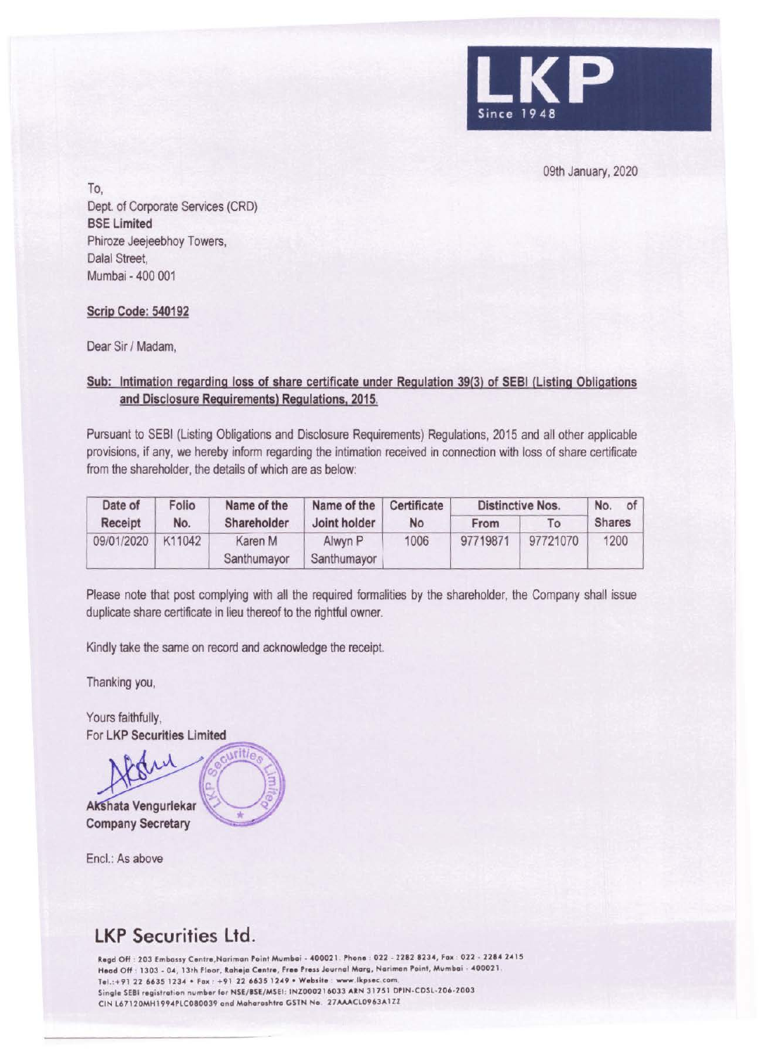LKP

Since 1948

09th January, 2020

To,
Dept. of Corporate Services (CRD)
**BSE Limited**
Phiroze Jeejeebhoy Towers,
Dalal Street,
Mumbai - 400 001

**Scrip Code: 540192**

Dear Sir / Madam,

**Sub: Intimation regarding loss of share certificate under Regulation 39(3) of SEBI (Listing Obligations and Disclosure Requirements) Regulations, 2015.**

Pursuant to SEBI (Listing Obligations and Disclosure Requirements) Regulations, 2015 and all other applicable provisions, if any, we hereby inform regarding the intimation received in connection with loss of share certificate from the shareholder, the details of which are as below:

| Date of Receipt | Folio No. | Name of the Shareholder | Name of the Joint holder | Certificate No | Distinctive Nos. | | No. of Shares |
|---|---|---|---|---|---|---|---|
| | | | | | From | To | |
| 09/01/2020 | K11042 | Karen M Santhumayor | Alwyn P Santhumayor | 1006 | 97719871 | 97721070 | 1200 |

Please note that post complying with all the required formalities by the shareholder, the Company shall issue duplicate share certificate in lieu thereof to the rightful owner.

Kindly take the same on record and acknowledge the receipt.

Thanking you,

Yours faithfully,
For **LKP Securities Limited**

**Akshata Vengurlekar**
**Company Secretary**

Encl.: As above

## LKP Securities Ltd.

Regd Off : 203 Embassy Centre,Nariman Point Mumbai - 400021. Phone : 022 - 2282 8234, Fax : 022 - 2284 2415
Head Off : 1303 - 04, 13th Floor, Raheja Centre, Free Press Journal Marg, Nariman Point, Mumbai - 400021.
Tel.:+91 22 6635 1234 • Fax : +91 22 6635 1249 • Website : www.lkpsec.com
Single SEBI registration number for NSE/BSE/MSEI: INZ000216033 ARN 31751 DPIN-CDSL-206-2003
CIN L67120MH1994PLC080039 and Maharashtra GSTN No. 27AAACL0963A1ZZ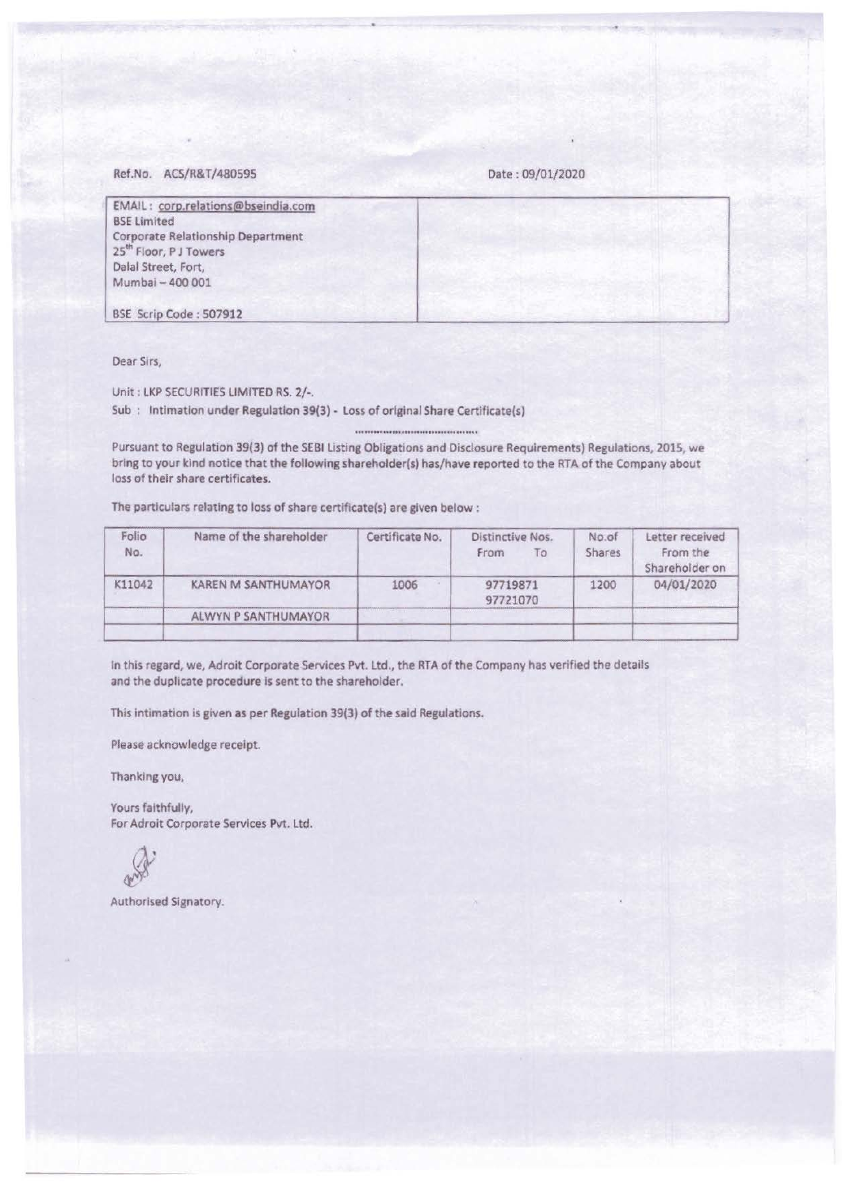Ref.No. ACS/R&T/480595

Date : 09/01/2020

| | |
|---|---|
| EMAIL : corp.relations@bseindia.com<br>BSE Limited<br>Corporate Relationship Department<br>25th Floor, P J Towers<br>Dalal Street, Fort,<br>Mumbai – 400 001<br><br>BSE Scrip Code : 507912 | |

Dear Sirs,

Unit : LKP SECURITIES LIMITED RS. 2/-.

Sub : Intimation under Regulation 39(3) - Loss of original Share Certificate(s)

Pursuant to Regulation 39(3) of the SEBI Listing Obligations and Disclosure Requirements) Regulations, 2015, we bring to your kind notice that the following shareholder(s) has/have reported to the RTA of the Company about loss of their share certificates.

The particulars relating to loss of share certificate(s) are given below :

| Folio No. | Name of the shareholder | Certificate No. | Distinctive Nos. From To | No.of Shares | Letter received From the Shareholder on |
|---|---|---|---|---|---|
| K11042 | KAREN M SANTHUMAYOR | 1006 | 97719871 97721070 | 1200 | 04/01/2020 |
| | ALWYN P SANTHUMAYOR | | | | |
| | | | | | |

In this regard, we, Adroit Corporate Services Pvt. Ltd., the RTA of the Company has verified the details and the duplicate procedure is sent to the shareholder.

This intimation is given as per Regulation 39(3) of the said Regulations.

Please acknowledge receipt.

Thanking you,

Yours faithfully,
For Adroit Corporate Services Pvt. Ltd.

Authorised Signatory.